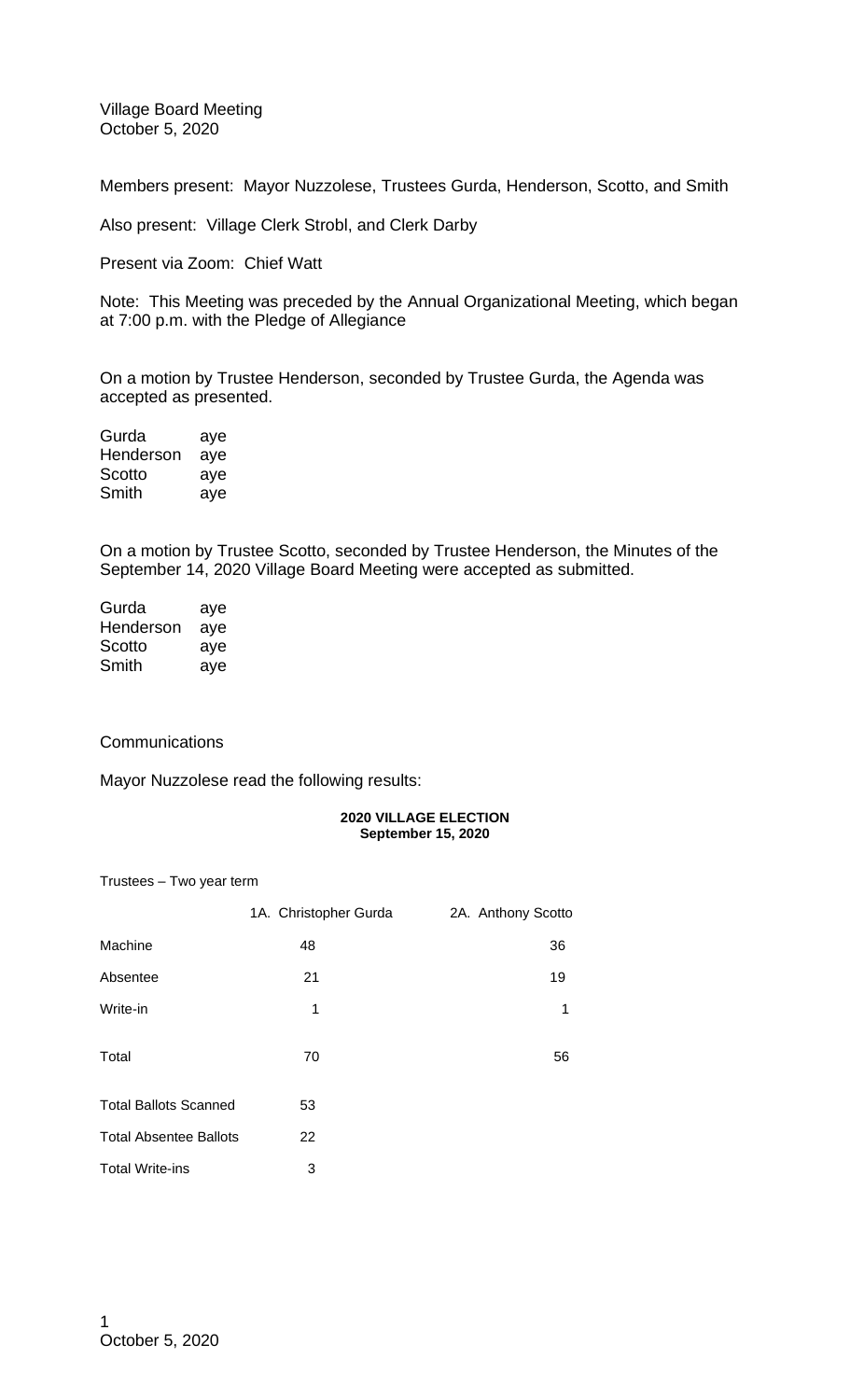Village Board Meeting
October 5, 2020

Members present: Mayor Nuzzolese, Trustees Gurda, Henderson, Scotto, and Smith

Also present: Village Clerk Strobl, and Clerk Darby

Present via Zoom: Chief Watt

Note: This Meeting was preceded by the Annual Organizational Meeting, which began at 7:00 p.m. with the Pledge of Allegiance

On a motion by Trustee Henderson, seconded by Trustee Gurda, the Agenda was accepted as presented.

| | |
|---|---|
| Gurda | aye |
| Henderson | aye |
| Scotto | aye |
| Smith | aye |

On a motion by Trustee Scotto, seconded by Trustee Henderson, the Minutes of the September 14, 2020 Village Board Meeting were accepted as submitted.

| | |
|---|---|
| Gurda | aye |
| Henderson | aye |
| Scotto | aye |
| Smith | aye |

Communications

Mayor Nuzzolese read the following results:

**2020 VILLAGE ELECTION**
**September 15, 2020**

Trustees – Two year term

| | 1A. Christopher Gurda | 2A. Anthony Scotto |
|---|---|---|
| Machine | 48 | 36 |
| Absentee | 21 | 19 |
| Write-in | 1 | 1 |
| Total | 70 | 56 |
| Total Ballots Scanned | 53 | |
| Total Absentee Ballots | 22 | |
| Total Write-ins | 3 | |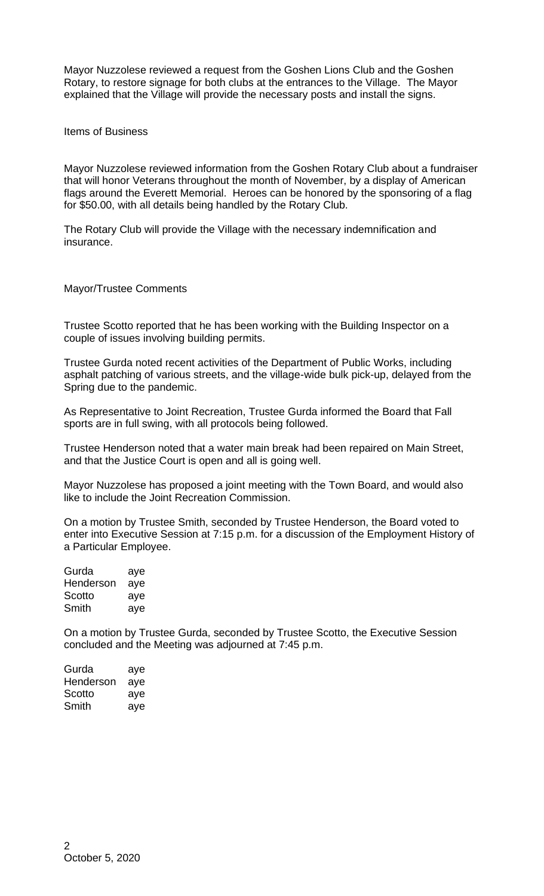Mayor Nuzzolese reviewed a request from the Goshen Lions Club and the Goshen Rotary, to restore signage for both clubs at the entrances to the Village. The Mayor explained that the Village will provide the necessary posts and install the signs.

## Items of Business

Mayor Nuzzolese reviewed information from the Goshen Rotary Club about a fundraiser that will honor Veterans throughout the month of November, by a display of American flags around the Everett Memorial. Heroes can be honored by the sponsoring of a flag for $50.00, with all details being handled by the Rotary Club.

The Rotary Club will provide the Village with the necessary indemnification and insurance.

## Mayor/Trustee Comments

Trustee Scotto reported that he has been working with the Building Inspector on a couple of issues involving building permits.

Trustee Gurda noted recent activities of the Department of Public Works, including asphalt patching of various streets, and the village-wide bulk pick-up, delayed from the Spring due to the pandemic.

As Representative to Joint Recreation, Trustee Gurda informed the Board that Fall sports are in full swing, with all protocols being followed.

Trustee Henderson noted that a water main break had been repaired on Main Street, and that the Justice Court is open and all is going well.

Mayor Nuzzolese has proposed a joint meeting with the Town Board, and would also like to include the Joint Recreation Commission.

On a motion by Trustee Smith, seconded by Trustee Henderson, the Board voted to enter into Executive Session at 7:15 p.m. for a discussion of the Employment History of a Particular Employee.

| | |
|---|---|
| Gurda | aye |
| Henderson | aye |
| Scotto | aye |
| Smith | aye |

On a motion by Trustee Gurda, seconded by Trustee Scotto, the Executive Session concluded and the Meeting was adjourned at 7:45 p.m.

| | |
|---|---|
| Gurda | aye |
| Henderson | aye |
| Scotto | aye |
| Smith | aye |

October 5, 2020